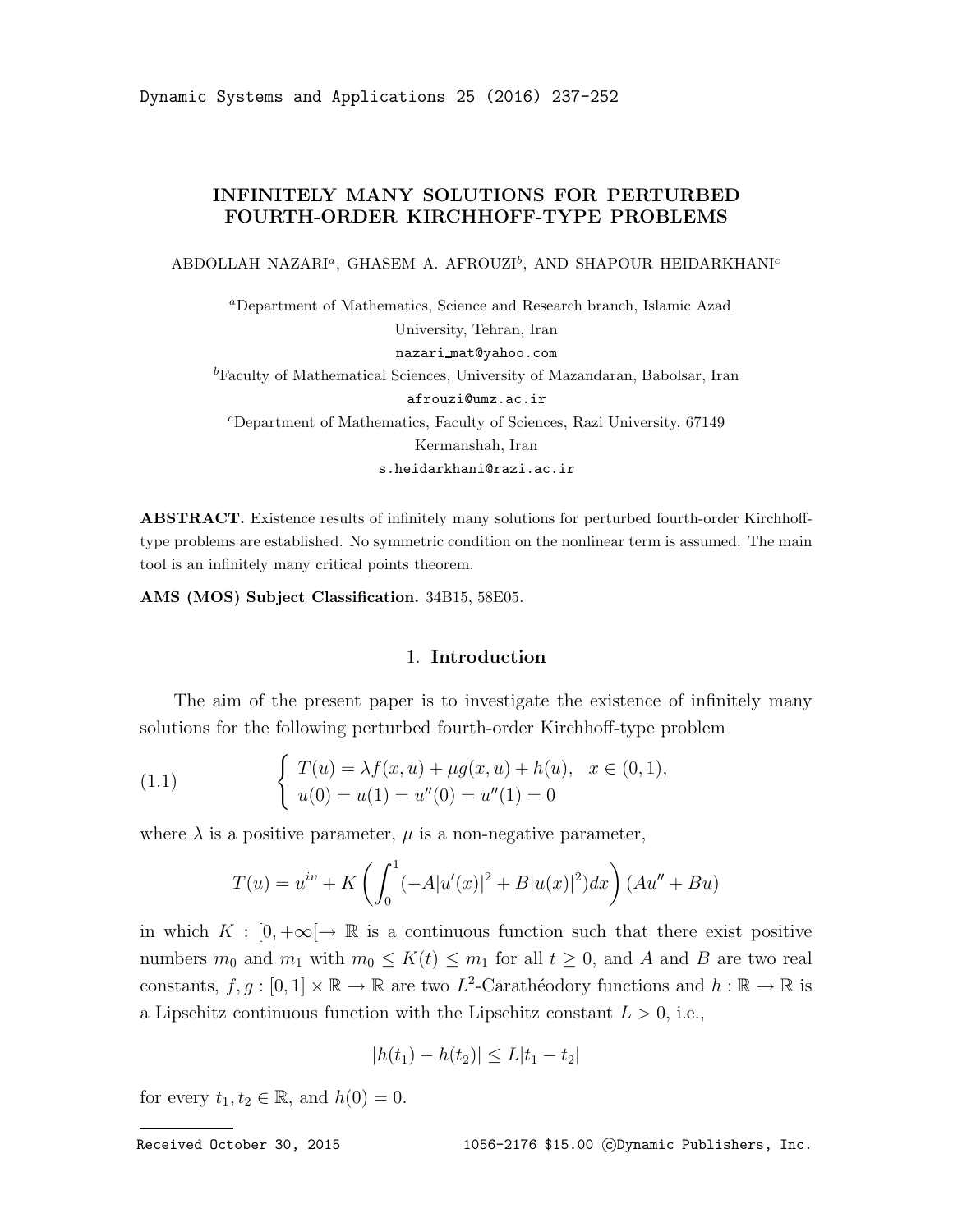# INFINITELY MANY SOLUTIONS FOR PERTURBED FOURTH-ORDER KIRCHHOFF-TYPE PROBLEMS

ABDOLLAH NAZARI[a], GHASEM A. AFROUZI[b], AND SHAPOUR HEIDARKHANI[c]

[a]Department of Mathematics, Science and Research branch, Islamic Azad University, Tehran, Iran
nazari_mat@yahoo.com

[b]Faculty of Mathematical Sciences, University of Mazandaran, Babolsar, Iran
afrouzi@umz.ac.ir

[c]Department of Mathematics, Faculty of Sciences, Razi University, 67149 Kermanshah, Iran
s.heidarkhani@razi.ac.ir

**ABSTRACT.** Existence results of infinitely many solutions for perturbed fourth-order Kirchhoff-type problems are established. No symmetric condition on the nonlinear term is assumed. The main tool is an infinitely many critical points theorem.

**AMS (MOS) Subject Classification.** 34B15, 58E05.

## 1. Introduction

The aim of the present paper is to investigate the existence of infinitely many solutions for the following perturbed fourth-order Kirchhoff-type problem

$$
\begin{cases} T(u) = \lambda f(x,u) + \mu g(x,u) + h(u), & x \in (0,1), \\ u(0) = u(1) = u''(0) = u''(1) = 0 \end{cases} \tag{1.1}
$$

where $\lambda$ is a positive parameter, $\mu$ is a non-negative parameter,

$$
T(u) = u^{iv} + K\left(\int_0^1 (-A|u'(x)|^2 + B|u(x)|^2)dx\right)(Au'' + Bu)
$$

in which $K : [0, +\infty[ \to \mathbb{R}$ is a continuous function such that there exist positive numbers $m_0$ and $m_1$ with $m_0 \le K(t) \le m_1$ for all $t \ge 0$, and $A$ and $B$ are two real constants, $f, g : [0,1] \times \mathbb{R} \to \mathbb{R}$ are two $L^2$-Carathéodory functions and $h : \mathbb{R} \to \mathbb{R}$ is a Lipschitz continuous function with the Lipschitz constant $L > 0$, i.e.,

$$
|h(t_1) - h(t_2)| \le L|t_1 - t_2|
$$

for every $t_1, t_2 \in \mathbb{R}$, and $h(0) = 0$.

Received October 30, 2015 1056-2176 $15.00 ©Dynamic Publishers, Inc.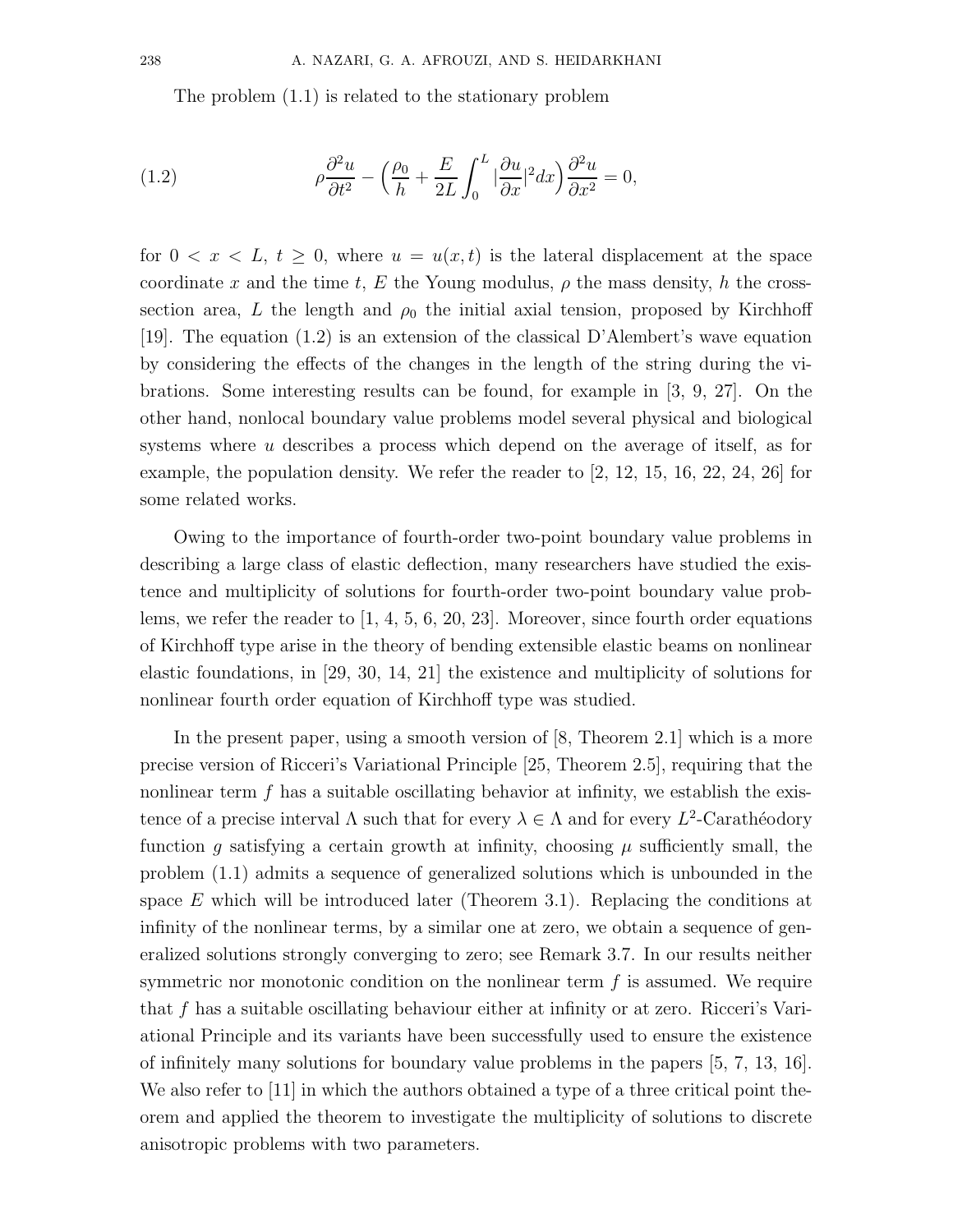The problem (1.1) is related to the stationary problem

$$\rho\frac{\partial^2 u}{\partial t^2}-\Big(\frac{\rho_0}{h}+\frac{E}{2L}\int_0^L|\frac{\partial u}{\partial x}|^2dx\Big)\frac{\partial^2 u}{\partial x^2}=0, \tag{1.2}$$

for $0<x<L$, $t\geq 0$, where $u=u(x,t)$ is the lateral displacement at the space coordinate $x$ and the time $t$, $E$ the Young modulus, $\rho$ the mass density, $h$ the cross-section area, $L$ the length and $\rho_0$ the initial axial tension, proposed by Kirchhoff [19]. The equation (1.2) is an extension of the classical D'Alembert's wave equation by considering the effects of the changes in the length of the string during the vibrations. Some interesting results can be found, for example in [3, 9, 27]. On the other hand, nonlocal boundary value problems model several physical and biological systems where $u$ describes a process which depend on the average of itself, as for example, the population density. We refer the reader to [2, 12, 15, 16, 22, 24, 26] for some related works.

Owing to the importance of fourth-order two-point boundary value problems in describing a large class of elastic deflection, many researchers have studied the existence and multiplicity of solutions for fourth-order two-point boundary value problems, we refer the reader to [1, 4, 5, 6, 20, 23]. Moreover, since fourth order equations of Kirchhoff type arise in the theory of bending extensible elastic beams on nonlinear elastic foundations, in [29, 30, 14, 21] the existence and multiplicity of solutions for nonlinear fourth order equation of Kirchhoff type was studied.

In the present paper, using a smooth version of [8, Theorem 2.1] which is a more precise version of Ricceri's Variational Principle [25, Theorem 2.5], requiring that the nonlinear term $f$ has a suitable oscillating behavior at infinity, we establish the existence of a precise interval $\Lambda$ such that for every $\lambda\in\Lambda$ and for every $L^2$-Carathéodory function $g$ satisfying a certain growth at infinity, choosing $\mu$ sufficiently small, the problem (1.1) admits a sequence of generalized solutions which is unbounded in the space $E$ which will be introduced later (Theorem 3.1). Replacing the conditions at infinity of the nonlinear terms, by a similar one at zero, we obtain a sequence of generalized solutions strongly converging to zero; see Remark 3.7. In our results neither symmetric nor monotonic condition on the nonlinear term $f$ is assumed. We require that $f$ has a suitable oscillating behaviour either at infinity or at zero. Ricceri's Variational Principle and its variants have been successfully used to ensure the existence of infinitely many solutions for boundary value problems in the papers [5, 7, 13, 16]. We also refer to [11] in which the authors obtained a type of a three critical point theorem and applied the theorem to investigate the multiplicity of solutions to discrete anisotropic problems with two parameters.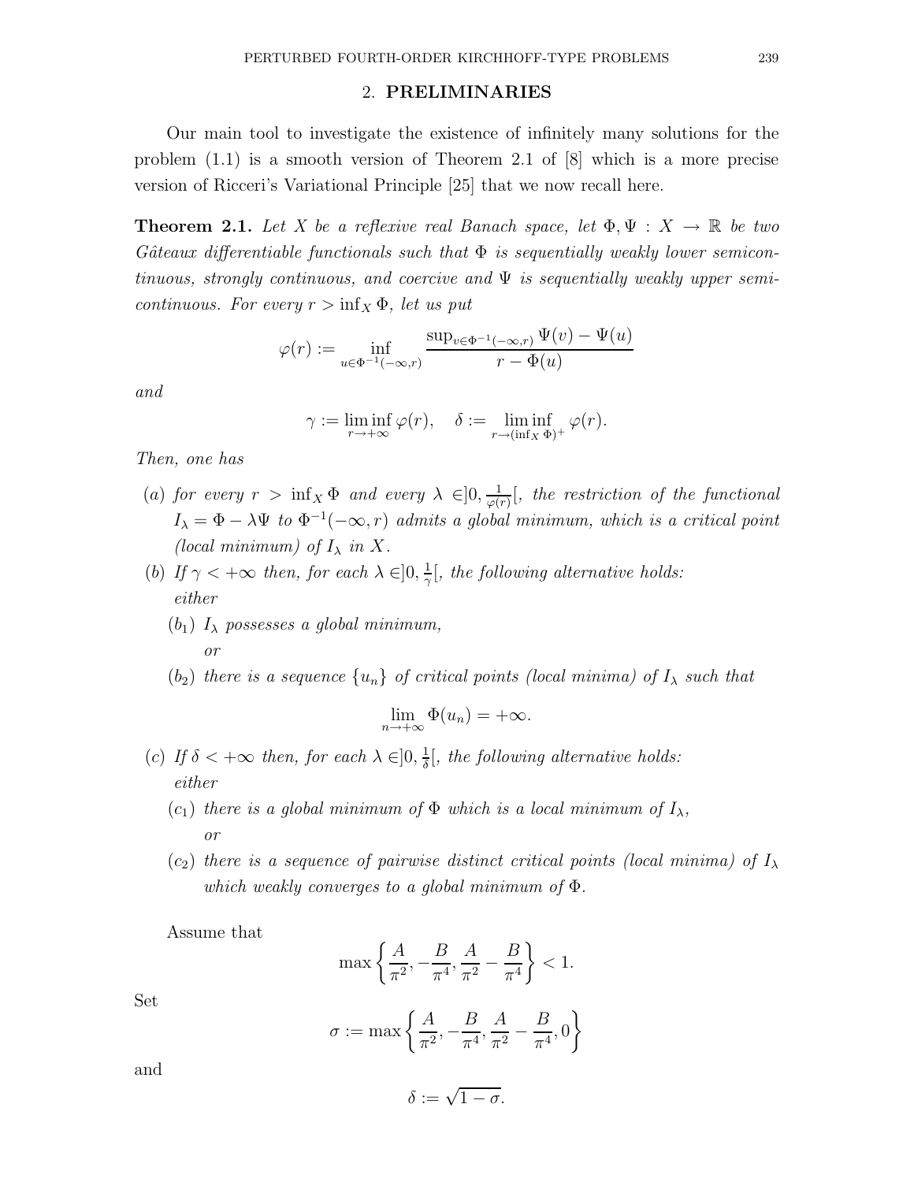## 2. PRELIMINARIES

Our main tool to investigate the existence of infinitely many solutions for the problem (1.1) is a smooth version of Theorem 2.1 of [8] which is a more precise version of Ricceri's Variational Principle [25] that we now recall here.

**Theorem 2.1.** *Let $X$ be a reflexive real Banach space, let $\Phi, \Psi : X \to \mathbb{R}$ be two Gâteaux differentiable functionals such that $\Phi$ is sequentially weakly lower semicontinuous, strongly continuous, and coercive and $\Psi$ is sequentially weakly upper semicontinuous. For every $r > \inf_X \Phi$, let us put*

$$\varphi(r) := \inf_{u \in \Phi^{-1}(-\infty, r)} \frac{\sup_{v \in \Phi^{-1}(-\infty, r)} \Psi(v) - \Psi(u)}{r - \Phi(u)}$$

*and*

$$\gamma := \liminf_{r \to +\infty} \varphi(r), \quad \delta := \liminf_{r \to (\inf_X \Phi)^+} \varphi(r).$$

*Then, one has*

- (a) *for every $r > \inf_X \Phi$ and every $\lambda \in ]0, \frac{1}{\varphi(r)}[$, the restriction of the functional $I_\lambda = \Phi - \lambda\Psi$ to $\Phi^{-1}(-\infty, r)$ admits a global minimum, which is a critical point (local minimum) of $I_\lambda$ in $X$.*
- (b) *If $\gamma < +\infty$ then, for each $\lambda \in ]0, \frac{1}{\gamma}[$, the following alternative holds: either*
  - $(b_1)$ *$I_\lambda$ possesses a global minimum,*
    
    *or*
  - $(b_2)$ *there is a sequence $\{u_n\}$ of critical points (local minima) of $I_\lambda$ such that*

$$\lim_{n \to +\infty} \Phi(u_n) = +\infty.$$

- (c) *If $\delta < +\infty$ then, for each $\lambda \in ]0, \frac{1}{\delta}[$, the following alternative holds: either*
  - $(c_1)$ *there is a global minimum of $\Phi$ which is a local minimum of $I_\lambda$,*
    
    *or*
  - $(c_2)$ *there is a sequence of pairwise distinct critical points (local minima) of $I_\lambda$ which weakly converges to a global minimum of $\Phi$.*

Assume that

$$\max\left\{\frac{A}{\pi^2}, -\frac{B}{\pi^4}, \frac{A}{\pi^2} - \frac{B}{\pi^4}\right\} < 1.$$

Set

$$\sigma := \max\left\{\frac{A}{\pi^2}, -\frac{B}{\pi^4}, \frac{A}{\pi^2} - \frac{B}{\pi^4}, 0\right\}$$

and

$$\delta := \sqrt{1 - \sigma}.$$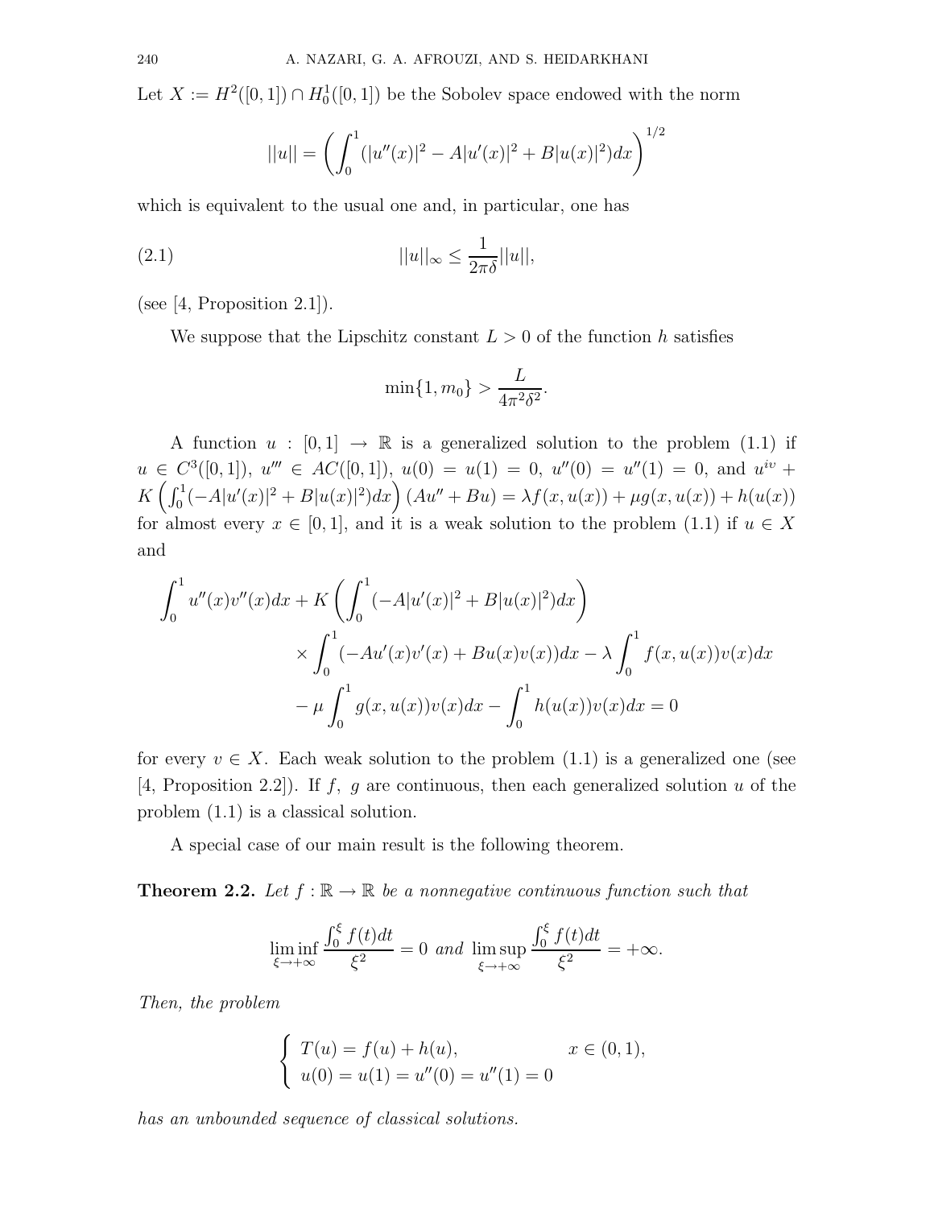Let $X := H^2([0,1]) \cap H_0^1([0,1])$ be the Sobolev space endowed with the norm

$$||u|| = \left( \int_0^1 (|u''(x)|^2 - A|u'(x)|^2 + B|u(x)|^2) dx \right)^{1/2}$$

which is equivalent to the usual one and, in particular, one has

$$||u||_\infty \leq \frac{1}{2\pi\delta} ||u||, \tag{2.1}$$

(see [4, Proposition 2.1]).

We suppose that the Lipschitz constant $L > 0$ of the function $h$ satisfies

$$\min\{1, m_0\} > \frac{L}{4\pi^2\delta^2}.$$

A function $u : [0,1] \to \mathbb{R}$ is a generalized solution to the problem (1.1) if $u \in C^3([0,1])$, $u''' \in AC([0,1])$, $u(0) = u(1) = 0$, $u''(0) = u''(1) = 0$, and $u^{iv} + K\left(\int_0^1 (-A|u'(x)|^2 + B|u(x)|^2) dx\right)(Au'' + Bu) = \lambda f(x, u(x)) + \mu g(x, u(x)) + h(u(x))$ for almost every $x \in [0,1]$, and it is a weak solution to the problem (1.1) if $u \in X$ and

$$\begin{aligned}\int_0^1 u''(x)v''(x)dx &+ K\left(\int_0^1 (-A|u'(x)|^2 + B|u(x)|^2)dx\right) \\ &\times \int_0^1 (-Au'(x)v'(x) + Bu(x)v(x))dx - \lambda \int_0^1 f(x, u(x))v(x)dx \\ &- \mu \int_0^1 g(x, u(x))v(x)dx - \int_0^1 h(u(x))v(x)dx = 0\end{aligned}$$

for every $v \in X$. Each weak solution to the problem (1.1) is a generalized one (see [4, Proposition 2.2]). If $f$, $g$ are continuous, then each generalized solution $u$ of the problem (1.1) is a classical solution.

A special case of our main result is the following theorem.

**Theorem 2.2.** *Let $f : \mathbb{R} \to \mathbb{R}$ be a nonnegative continuous function such that*

$$\liminf_{\xi \to +\infty} \frac{\int_0^\xi f(t)dt}{\xi^2} = 0 \text{ and } \limsup_{\xi \to +\infty} \frac{\int_0^\xi f(t)dt}{\xi^2} = +\infty.$$

*Then, the problem*

$$\begin{cases} T(u) = f(u) + h(u), & x \in (0,1), \\ u(0) = u(1) = u''(0) = u''(1) = 0 \end{cases}$$

*has an unbounded sequence of classical solutions.*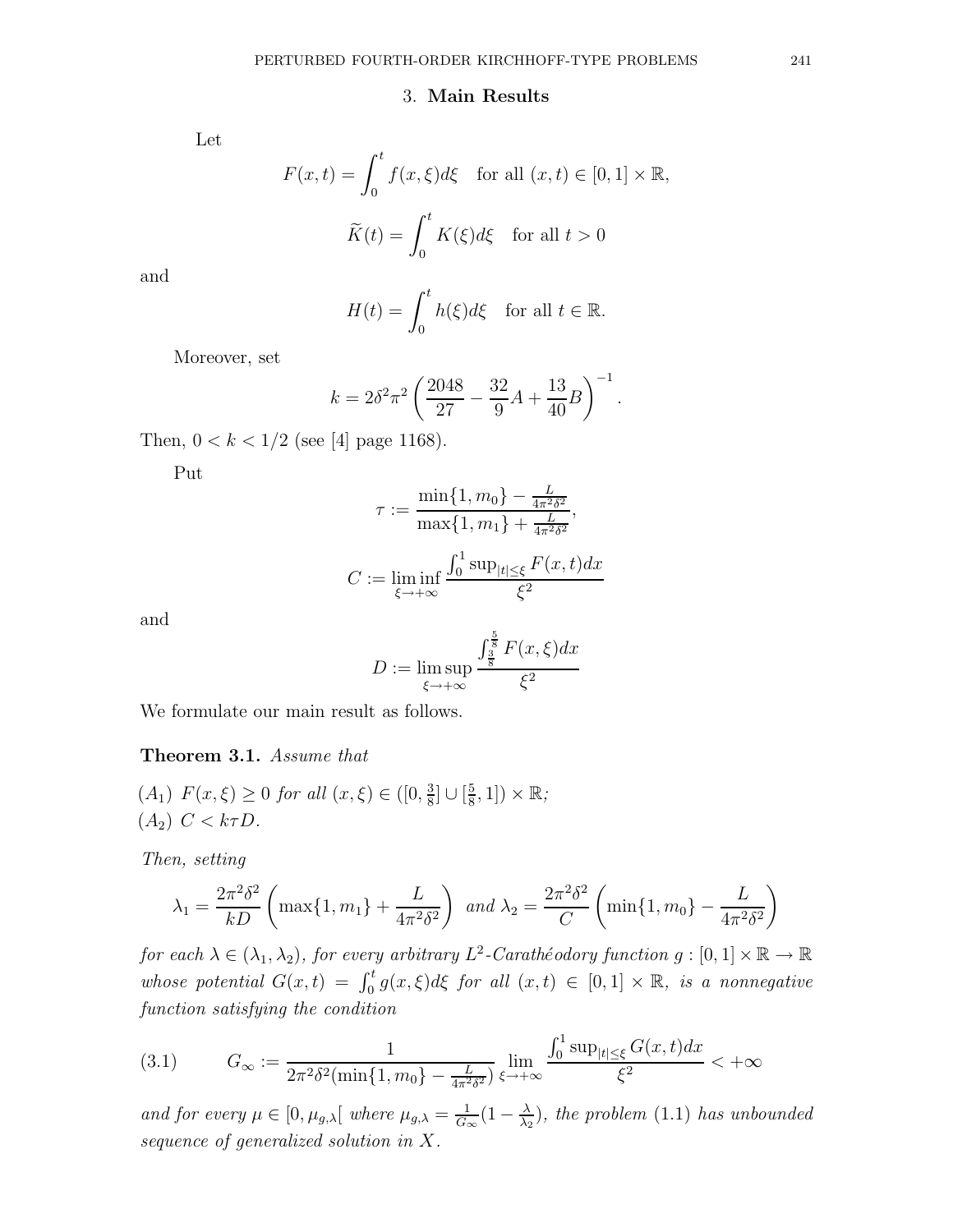## 3. Main Results

Let

$$F(x,t) = \int_0^t f(x,\xi)d\xi \quad \text{for all } (x,t) \in [0,1] \times \mathbb{R},$$

$$\widetilde{K}(t) = \int_0^t K(\xi)d\xi \quad \text{for all } t > 0$$

and

$$H(t) = \int_0^t h(\xi)d\xi \quad \text{for all } t \in \mathbb{R}.$$

Moreover, set

$$k = 2\delta^2\pi^2 \left( \frac{2048}{27} - \frac{32}{9}A + \frac{13}{40}B \right)^{-1}.$$

Then, $0 < k < 1/2$ (see [4] page 1168).

Put

$$\tau := \frac{\min\{1, m_0\} - \frac{L}{4\pi^2\delta^2}}{\max\{1, m_1\} + \frac{L}{4\pi^2\delta^2}},$$

$$C := \liminf_{\xi \to +\infty} \frac{\int_0^1 \sup_{|t| \le \xi} F(x,t)dx}{\xi^2}$$

and

$$D := \limsup_{\xi \to +\infty} \frac{\int_{\frac{3}{8}}^{\frac{5}{8}} F(x,\xi)dx}{\xi^2}$$

We formulate our main result as follows.

**Theorem 3.1.** *Assume that*

$(A_1)$ $F(x,\xi) \ge 0$ *for all* $(x,\xi) \in ([0, \frac{3}{8}] \cup [\frac{5}{8}, 1]) \times \mathbb{R}$*;*
$(A_2)$ $C < k\tau D$*.*

*Then, setting*

$$\lambda_1 = \frac{2\pi^2\delta^2}{kD} \left( \max\{1, m_1\} + \frac{L}{4\pi^2\delta^2} \right) \text{ and } \lambda_2 = \frac{2\pi^2\delta^2}{C} \left( \min\{1, m_0\} - \frac{L}{4\pi^2\delta^2} \right)$$

*for each* $\lambda \in (\lambda_1, \lambda_2)$*, for every arbitrary* $L^2$*-Carathéodory function* $g : [0,1] \times \mathbb{R} \to \mathbb{R}$ *whose potential* $G(x,t) = \int_0^t g(x,\xi)d\xi$ *for all* $(x,t) \in [0,1] \times \mathbb{R}$*, is a nonnegative function satisfying the condition*

$$G_\infty := \frac{1}{2\pi^2\delta^2(\min\{1, m_0\} - \frac{L}{4\pi^2\delta^2})} \lim_{\xi \to +\infty} \frac{\int_0^1 \sup_{|t| \le \xi} G(x,t)dx}{\xi^2} < +\infty \tag{3.1}$$

*and for every* $\mu \in [0, \mu_{g,\lambda}[$ *where* $\mu_{g,\lambda} = \frac{1}{G_\infty}(1 - \frac{\lambda}{\lambda_2})$*, the problem* (1.1) *has unbounded sequence of generalized solution in* $X$*.*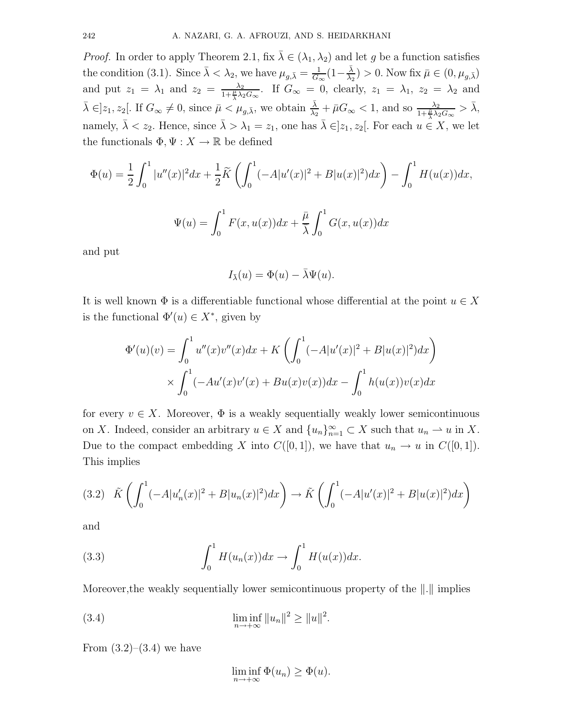*Proof.* In order to apply Theorem 2.1, fix $\bar{\lambda} \in (\lambda_1, \lambda_2)$ and let $g$ be a function satisfies the condition (3.1). Since $\bar{\lambda} < \lambda_2$, we have $\mu_{g,\bar{\lambda}} = \frac{1}{G_\infty}(1 - \frac{\bar{\lambda}}{\lambda_2}) > 0$. Now fix $\bar{\mu} \in (0, \mu_{g,\bar{\lambda}})$ and put $z_1 = \lambda_1$ and $z_2 = \frac{\lambda_2}{1 + \frac{\bar{\mu}}{\bar{\lambda}} \lambda_2 G_\infty}$. If $G_\infty = 0$, clearly, $z_1 = \lambda_1$, $z_2 = \lambda_2$ and $\bar{\lambda} \in ]z_1, z_2[$. If $G_\infty \neq 0$, since $\bar{\mu} < \mu_{g,\bar{\lambda}}$, we obtain $\frac{\bar{\lambda}}{\lambda_2} + \bar{\mu} G_\infty < 1$, and so $\frac{\lambda_2}{1 + \frac{\bar{\mu}}{\bar{\lambda}} \lambda_2 G_\infty} > \bar{\lambda}$, namely, $\bar{\lambda} < z_2$. Hence, since $\bar{\lambda} > \lambda_1 = z_1$, one has $\bar{\lambda} \in ]z_1, z_2[$. For each $u \in X$, we let the functionals $\Phi, \Psi : X \to \mathbb{R}$ be defined

$$\Phi(u) = \frac{1}{2} \int_0^1 |u''(x)|^2 dx + \frac{1}{2} \widetilde{K} \left( \int_0^1 (-A|u'(x)|^2 + B|u(x)|^2) dx \right) - \int_0^1 H(u(x)) dx,$$

$$\Psi(u) = \int_0^1 F(x, u(x)) dx + \frac{\bar{\mu}}{\bar{\lambda}} \int_0^1 G(x, u(x)) dx$$

and put

$$I_{\bar{\lambda}}(u) = \Phi(u) - \bar{\lambda} \Psi(u).$$

It is well known $\Phi$ is a differentiable functional whose differential at the point $u \in X$ is the functional $\Phi'(u) \in X^*$, given by

$$\Phi'(u)(v) = \int_0^1 u''(x) v''(x) dx + K \left( \int_0^1 (-A|u'(x)|^2 + B|u(x)|^2) dx \right) \times \int_0^1 (-A u'(x) v'(x) + B u(x) v(x)) dx - \int_0^1 h(u(x)) v(x) dx$$

for every $v \in X$. Moreover, $\Phi$ is a weakly sequentially weakly lower semicontinuous on $X$. Indeed, consider an arbitrary $u \in X$ and $\{u_n\}_{n=1}^\infty \subset X$ such that $u_n \rightharpoonup u$ in $X$. Due to the compact embedding $X$ into $C([0,1])$, we have that $u_n \to u$ in $C([0,1])$. This implies

$$\tilde{K} \left( \int_0^1 (-A|u_n'(x)|^2 + B|u_n(x)|^2) dx \right) \to \tilde{K} \left( \int_0^1 (-A|u'(x)|^2 + B|u(x)|^2) dx \right) \tag{3.2}$$

and

$$\int_0^1 H(u_n(x)) dx \to \int_0^1 H(u(x)) dx. \tag{3.3}$$

Moreover,the weakly sequentially lower semicontinuous property of the $\|.\|$ implies

$$\liminf_{n \to +\infty} \|u_n\|^2 \geq \|u\|^2. \tag{3.4}$$

From (3.2)–(3.4) we have

$$\liminf_{n \to +\infty} \Phi(u_n) \geq \Phi(u).$$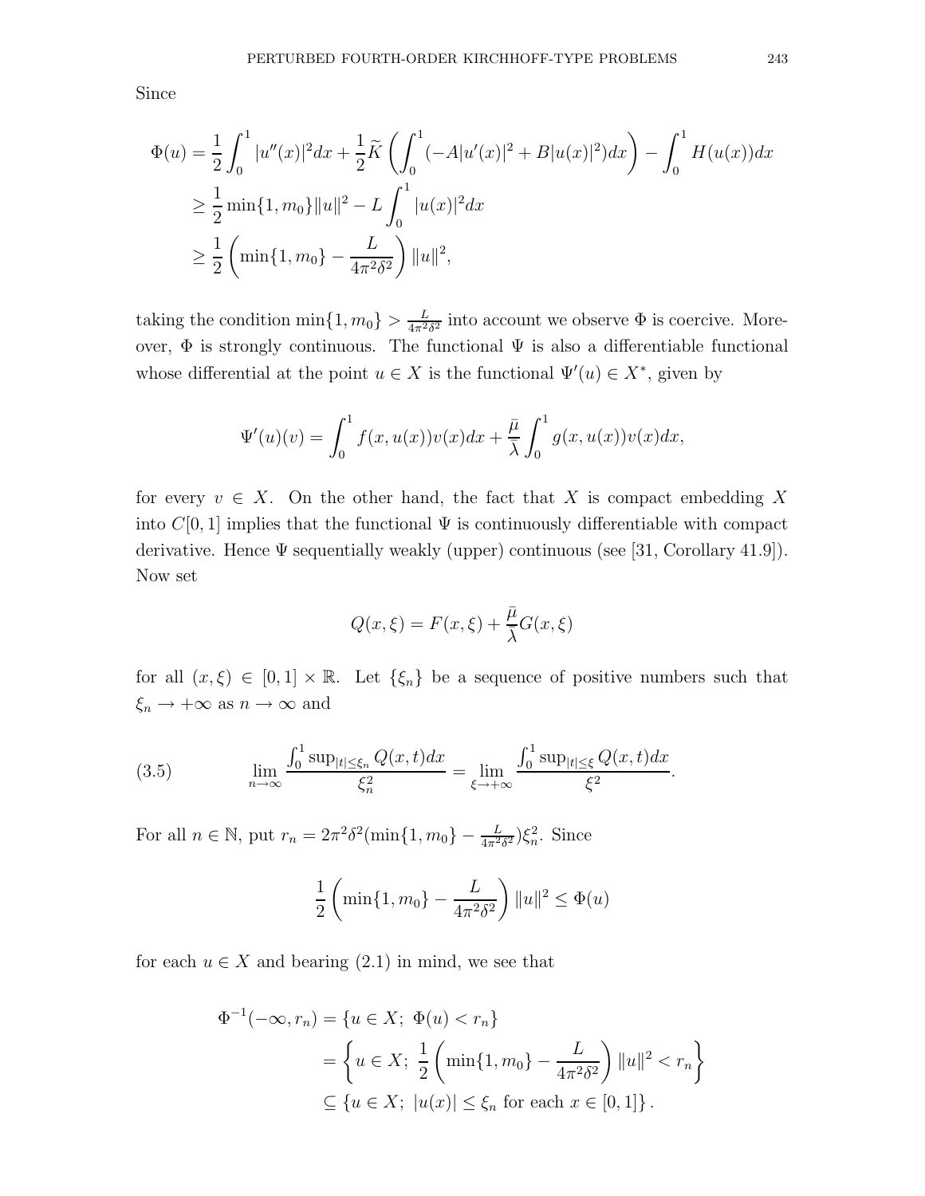Since

$$
\begin{aligned}
\Phi(u) &= \frac{1}{2}\int_0^1 |u''(x)|^2 dx + \frac{1}{2}\widetilde{K}\left(\int_0^1 (-A|u'(x)|^2 + B|u(x)|^2) dx\right) - \int_0^1 H(u(x)) dx \\
&\geq \frac{1}{2}\min\{1, m_0\}\|u\|^2 - L\int_0^1 |u(x)|^2 dx \\
&\geq \frac{1}{2}\left(\min\{1, m_0\} - \frac{L}{4\pi^2\delta^2}\right)\|u\|^2,
\end{aligned}
$$

taking the condition $\min\{1, m_0\} > \frac{L}{4\pi^2\delta^2}$ into account we observe $\Phi$ is coercive. Moreover, $\Phi$ is strongly continuous. The functional $\Psi$ is also a differentiable functional whose differential at the point $u \in X$ is the functional $\Psi'(u) \in X^*$, given by

$$
\Psi'(u)(v) = \int_0^1 f(x, u(x))v(x) dx + \frac{\bar{\mu}}{\lambda}\int_0^1 g(x, u(x))v(x) dx,
$$

for every $v \in X$. On the other hand, the fact that $X$ is compact embedding $X$ into $C[0,1]$ implies that the functional $\Psi$ is continuously differentiable with compact derivative. Hence $\Psi$ sequentially weakly (upper) continuous (see [31, Corollary 41.9]). Now set

$$
Q(x, \xi) = F(x, \xi) + \frac{\bar{\mu}}{\lambda} G(x, \xi)
$$

for all $(x, \xi) \in [0,1] \times \mathbb{R}$. Let $\{\xi_n\}$ be a sequence of positive numbers such that $\xi_n \to +\infty$ as $n \to \infty$ and

$$
\lim_{n\to\infty} \frac{\int_0^1 \sup_{|t|\leq \xi_n} Q(x,t) dx}{\xi_n^2} = \lim_{\xi\to+\infty} \frac{\int_0^1 \sup_{|t|\leq \xi} Q(x,t) dx}{\xi^2}. \tag{3.5}
$$

For all $n \in \mathbb{N}$, put $r_n = 2\pi^2\delta^2(\min\{1, m_0\} - \frac{L}{4\pi^2\delta^2})\xi_n^2$. Since

$$
\frac{1}{2}\left(\min\{1, m_0\} - \frac{L}{4\pi^2\delta^2}\right)\|u\|^2 \leq \Phi(u)
$$

for each $u \in X$ and bearing (2.1) in mind, we see that

$$
\begin{aligned}
\Phi^{-1}(-\infty, r_n) &= \{u \in X;\ \Phi(u) < r_n\} \\
&= \left\{u \in X;\ \frac{1}{2}\left(\min\{1, m_0\} - \frac{L}{4\pi^2\delta^2}\right)\|u\|^2 < r_n\right\} \\
&\subseteq \{u \in X;\ |u(x)| \leq \xi_n \text{ for each } x \in [0,1]\}.
\end{aligned}
$$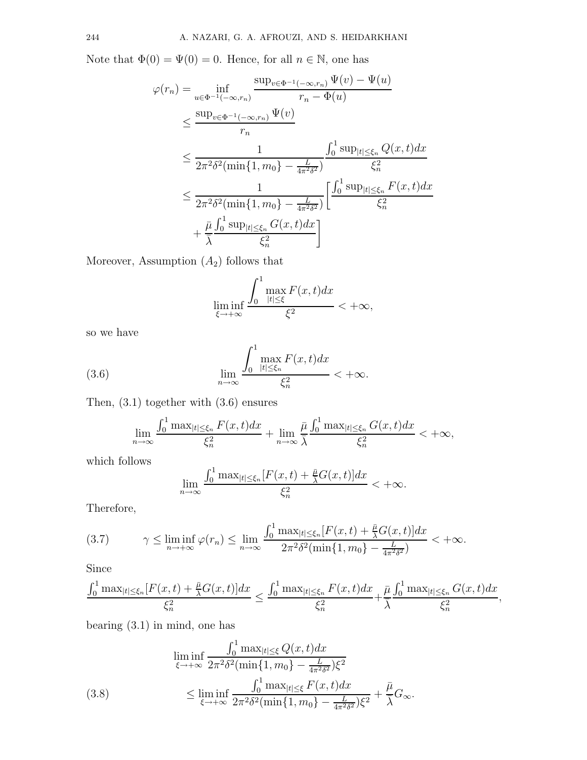Note that $\Phi(0) = \Psi(0) = 0$. Hence, for all $n \in \mathbb{N}$, one has

$$
\begin{aligned}
\varphi(r_n) &= \inf_{u \in \Phi^{-1}(-\infty, r_n)} \frac{\sup_{v \in \Phi^{-1}(-\infty, r_n)} \Psi(v) - \Psi(u)}{r_n - \Phi(u)} \\
&\leq \frac{\sup_{v \in \Phi^{-1}(-\infty, r_n)} \Psi(v)}{r_n} \\
&\leq \frac{1}{2\pi^2\delta^2(\min\{1, m_0\} - \frac{L}{4\pi^2\delta^2})} \frac{\int_0^1 \sup_{|t| \leq \xi_n} Q(x,t)dx}{\xi_n^2} \\
&\leq \frac{1}{2\pi^2\delta^2(\min\{1, m_0\} - \frac{L}{4\pi^2\delta^2})} \Bigg[ \frac{\int_0^1 \sup_{|t| \leq \xi_n} F(x,t)dx}{\xi_n^2} \\
&\quad + \frac{\bar{\mu}}{\bar{\lambda}} \frac{\int_0^1 \sup_{|t| \leq \xi_n} G(x,t)dx}{\xi_n^2} \Bigg]
\end{aligned}
$$

Moreover, Assumption $(A_2)$ follows that

$$
\liminf_{\xi \to +\infty} \frac{\displaystyle\int_0^1 \max_{|t| \leq \xi} F(x,t)dx}{\xi^2} < +\infty,
$$

so we have

$$
\lim_{n \to \infty} \frac{\displaystyle\int_0^1 \max_{|t| \leq \xi_n} F(x,t)dx}{\xi_n^2} < +\infty. \tag{3.6}
$$

Then, (3.1) together with (3.6) ensures

$$
\lim_{n \to \infty} \frac{\int_0^1 \max_{|t| \leq \xi_n} F(x,t)dx}{\xi_n^2} + \lim_{n \to \infty} \frac{\bar{\mu}}{\bar{\lambda}} \frac{\int_0^1 \max_{|t| \leq \xi_n} G(x,t)dx}{\xi_n^2} < +\infty,
$$

which follows

$$
\lim_{n \to \infty} \frac{\int_0^1 \max_{|t| \leq \xi_n} [F(x,t) + \frac{\bar{\mu}}{\bar{\lambda}} G(x,t)]dx}{\xi_n^2} < +\infty.
$$

Therefore,

$$
\gamma \leq \liminf_{n \to +\infty} \varphi(r_n) \leq \lim_{n \to \infty} \frac{\int_0^1 \max_{|t| \leq \xi_n} [F(x,t) + \frac{\bar{\mu}}{\bar{\lambda}} G(x,t)]dx}{2\pi^2\delta^2(\min\{1, m_0\} - \frac{L}{4\pi^2\delta^2})} < +\infty. \tag{3.7}
$$

Since

$$
\frac{\int_0^1 \max_{|t| \leq \xi_n} [F(x,t) + \frac{\bar{\mu}}{\bar{\lambda}} G(x,t)]dx}{\xi_n^2} \leq \frac{\int_0^1 \max_{|t| \leq \xi_n} F(x,t)dx}{\xi_n^2} + \frac{\bar{\mu}}{\bar{\lambda}} \frac{\int_0^1 \max_{|t| \leq \xi_n} G(x,t)dx}{\xi_n^2},
$$

bearing (3.1) in mind, one has

$$
\begin{aligned}
&\liminf_{\xi \to +\infty} \frac{\int_0^1 \max_{|t| \leq \xi} Q(x,t)dx}{2\pi^2\delta^2(\min\{1, m_0\} - \frac{L}{4\pi^2\delta^2})\xi^2} \\
&\qquad \leq \liminf_{\xi \to +\infty} \frac{\int_0^1 \max_{|t| \leq \xi} F(x,t)dx}{2\pi^2\delta^2(\min\{1, m_0\} - \frac{L}{4\pi^2\delta^2})\xi^2} + \frac{\bar{\mu}}{\bar{\lambda}} G_\infty.
\end{aligned} \tag{3.8}
$$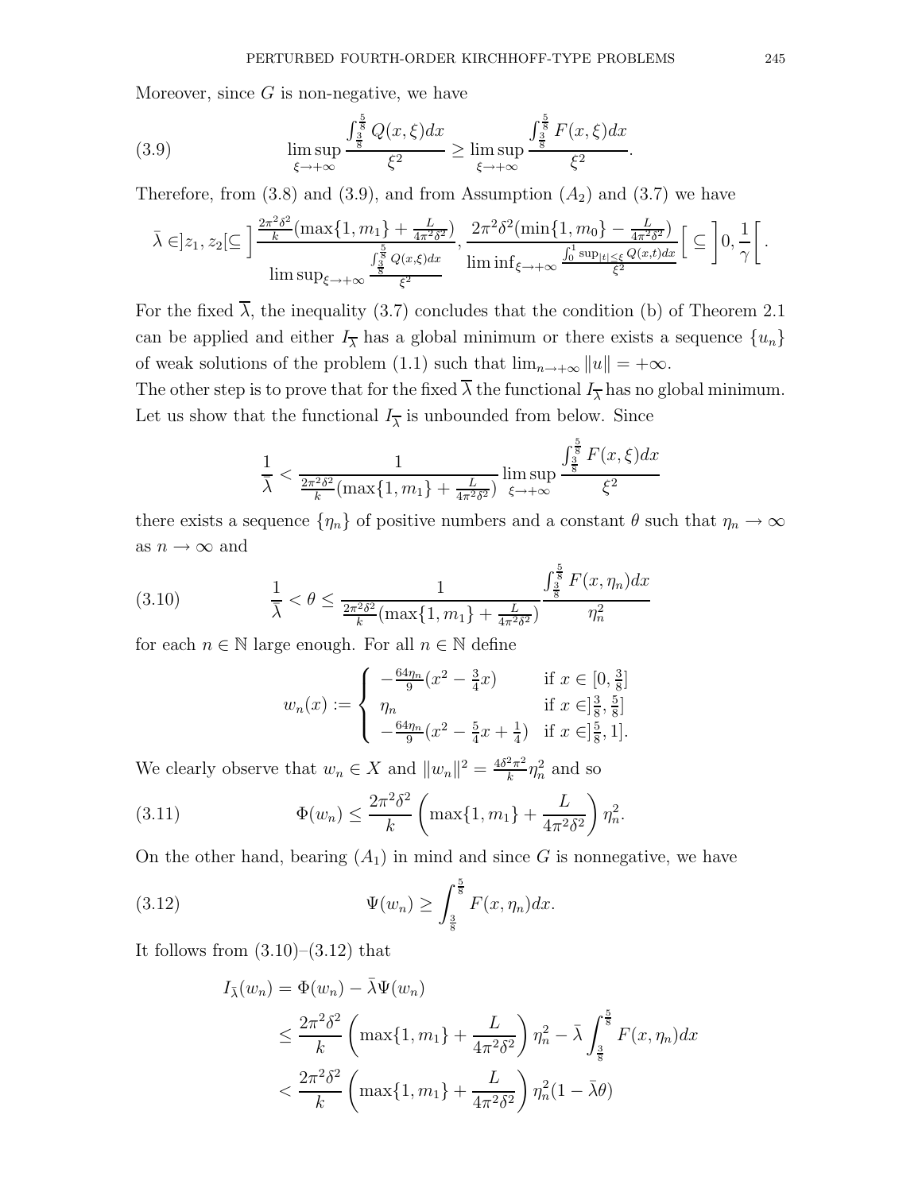Moreover, since $G$ is non-negative, we have

$$\limsup_{\xi\to+\infty}\frac{\int_{\frac{3}{8}}^{\frac{5}{8}}Q(x,\xi)dx}{\xi^2}\geq\limsup_{\xi\to+\infty}\frac{\int_{\frac{3}{8}}^{\frac{5}{8}}F(x,\xi)dx}{\xi^2}. \tag{3.9}$$

Therefore, from (3.8) and (3.9), and from Assumption $(A_2)$ and (3.7) we have

$$\bar\lambda\in]z_1,z_2[\subseteq\Bigg]\frac{\frac{2\pi^2\delta^2}{k}(\max\{1,m_1\}+\frac{L}{4\pi^2\delta^2})}{\limsup_{\xi\to+\infty}\frac{\int_{\frac{3}{8}}^{\frac{5}{8}}Q(x,\xi)dx}{\xi^2}},\frac{2\pi^2\delta^2(\min\{1,m_0\}-\frac{L}{4\pi^2\delta^2})}{\liminf_{\xi\to+\infty}\frac{\int_0^1\sup_{|t|\leq\xi}Q(x,t)dx}{\xi^2}}\Bigg[\subseteq\Bigg]0,\frac{1}{\gamma}\Bigg[.$$

For the fixed $\overline{\lambda}$, the inequality (3.7) concludes that the condition (b) of Theorem 2.1 can be applied and either $I_{\overline{\lambda}}$ has a global minimum or there exists a sequence $\{u_n\}$ of weak solutions of the problem (1.1) such that $\lim_{n\to+\infty}\|u\|=+\infty$.
The other step is to prove that for the fixed $\overline{\lambda}$ the functional $I_{\overline{\lambda}}$ has no global minimum. Let us show that the functional $I_{\overline{\lambda}}$ is unbounded from below. Since

$$\frac{1}{\overline{\lambda}}<\frac{1}{\frac{2\pi^2\delta^2}{k}(\max\{1,m_1\}+\frac{L}{4\pi^2\delta^2})}\limsup_{\xi\to+\infty}\frac{\int_{\frac{3}{8}}^{\frac{5}{8}}F(x,\xi)dx}{\xi^2}$$

there exists a sequence $\{\eta_n\}$ of positive numbers and a constant $\theta$ such that $\eta_n\to\infty$ as $n\to\infty$ and

$$\frac{1}{\overline{\lambda}}<\theta\leq\frac{1}{\frac{2\pi^2\delta^2}{k}(\max\{1,m_1\}+\frac{L}{4\pi^2\delta^2})}\frac{\int_{\frac{3}{8}}^{\frac{5}{8}}F(x,\eta_n)dx}{\eta_n^2} \tag{3.10}$$

for each $n\in\mathbb{N}$ large enough. For all $n\in\mathbb{N}$ define

$$w_n(x):=\begin{cases}-\frac{64\eta_n}{9}(x^2-\frac{3}{4}x) & \text{if } x\in[0,\frac{3}{8}]\\ \eta_n & \text{if } x\in]\frac{3}{8},\frac{5}{8}]\\ -\frac{64\eta_n}{9}(x^2-\frac{5}{4}x+\frac{1}{4}) & \text{if } x\in]\frac{5}{8},1].\end{cases}$$

We clearly observe that $w_n\in X$ and $\|w_n\|^2=\frac{4\delta^2\pi^2}{k}\eta_n^2$ and so

$$\Phi(w_n)\leq\frac{2\pi^2\delta^2}{k}\left(\max\{1,m_1\}+\frac{L}{4\pi^2\delta^2}\right)\eta_n^2. \tag{3.11}$$

On the other hand, bearing $(A_1)$ in mind and since $G$ is nonnegative, we have

$$\Psi(w_n)\geq\int_{\frac{3}{8}}^{\frac{5}{8}}F(x,\eta_n)dx. \tag{3.12}$$

It follows from (3.10)–(3.12) that

$$\begin{aligned}I_{\bar\lambda}(w_n)&=\Phi(w_n)-\bar\lambda\Psi(w_n)\\&\leq\frac{2\pi^2\delta^2}{k}\left(\max\{1,m_1\}+\frac{L}{4\pi^2\delta^2}\right)\eta_n^2-\bar\lambda\int_{\frac{3}{8}}^{\frac{5}{8}}F(x,\eta_n)dx\\&<\frac{2\pi^2\delta^2}{k}\left(\max\{1,m_1\}+\frac{L}{4\pi^2\delta^2}\right)\eta_n^2(1-\bar\lambda\theta)\end{aligned}$$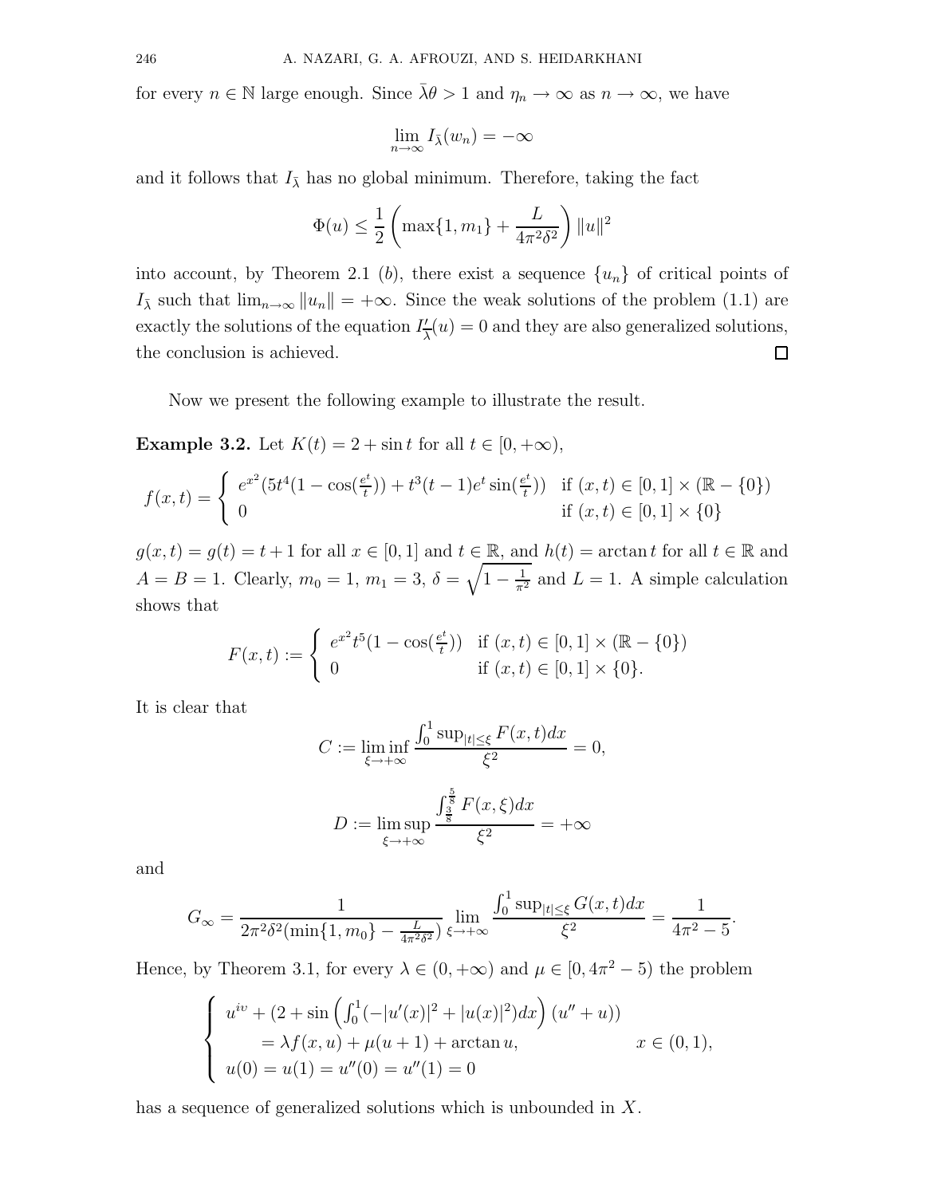for every $n \in \mathbb{N}$ large enough. Since $\bar{\lambda}\theta > 1$ and $\eta_n \to \infty$ as $n \to \infty$, we have

$$\lim_{n\to\infty} I_{\bar{\lambda}}(w_n) = -\infty$$

and it follows that $I_{\bar{\lambda}}$ has no global minimum. Therefore, taking the fact

$$\Phi(u) \leq \frac{1}{2}\left(\max\{1, m_1\} + \frac{L}{4\pi^2\delta^2}\right)\|u\|^2$$

into account, by Theorem 2.1 $(b)$, there exist a sequence $\{u_n\}$ of critical points of $I_{\bar{\lambda}}$ such that $\lim_{n\to\infty}\|u_n\| = +\infty$. Since the weak solutions of the problem (1.1) are exactly the solutions of the equation $I'_{\bar{\lambda}}(u) = 0$ and they are also generalized solutions, the conclusion is achieved. □

Now we present the following example to illustrate the result.

**Example 3.2.** Let $K(t) = 2 + \sin t$ for all $t \in [0, +\infty)$,

$$f(x,t) = \begin{cases} e^{x^2}(5t^4(1-\cos(\frac{e^t}{t})) + t^3(t-1)e^t\sin(\frac{e^t}{t})) & \text{if } (x,t) \in [0,1] \times (\mathbb{R} - \{0\}) \\ 0 & \text{if } (x,t) \in [0,1] \times \{0\} \end{cases}$$

$g(x,t) = g(t) = t+1$ for all $x \in [0,1]$ and $t \in \mathbb{R}$, and $h(t) = \arctan t$ for all $t \in \mathbb{R}$ and $A = B = 1$. Clearly, $m_0 = 1$, $m_1 = 3$, $\delta = \sqrt{1 - \frac{1}{\pi^2}}$ and $L = 1$. A simple calculation shows that

$$F(x,t) := \begin{cases} e^{x^2}t^5(1-\cos(\frac{e^t}{t})) & \text{if } (x,t) \in [0,1] \times (\mathbb{R} - \{0\}) \\ 0 & \text{if } (x,t) \in [0,1] \times \{0\}. \end{cases}$$

It is clear that

$$C := \liminf_{\xi\to+\infty} \frac{\int_0^1 \sup_{|t|\leq\xi} F(x,t)dx}{\xi^2} = 0,$$

$$D := \limsup_{\xi\to+\infty} \frac{\int_{\frac{3}{8}}^{\frac{5}{8}} F(x,\xi)dx}{\xi^2} = +\infty$$

and

$$G_\infty = \frac{1}{2\pi^2\delta^2(\min\{1, m_0\} - \frac{L}{4\pi^2\delta^2})} \lim_{\xi\to+\infty} \frac{\int_0^1 \sup_{|t|\leq\xi} G(x,t)dx}{\xi^2} = \frac{1}{4\pi^2 - 5}.$$

Hence, by Theorem 3.1, for every $\lambda \in (0, +\infty)$ and $\mu \in [0, 4\pi^2 - 5)$ the problem

$$\begin{cases} u^{iv} + (2 + \sin\left(\int_0^1(-|u'(x)|^2 + |u(x)|^2)dx\right)(u'' + u)) \\ \qquad = \lambda f(x,u) + \mu(u+1) + \arctan u, & x \in (0,1), \\ u(0) = u(1) = u''(0) = u''(1) = 0 \end{cases}$$

has a sequence of generalized solutions which is unbounded in $X$.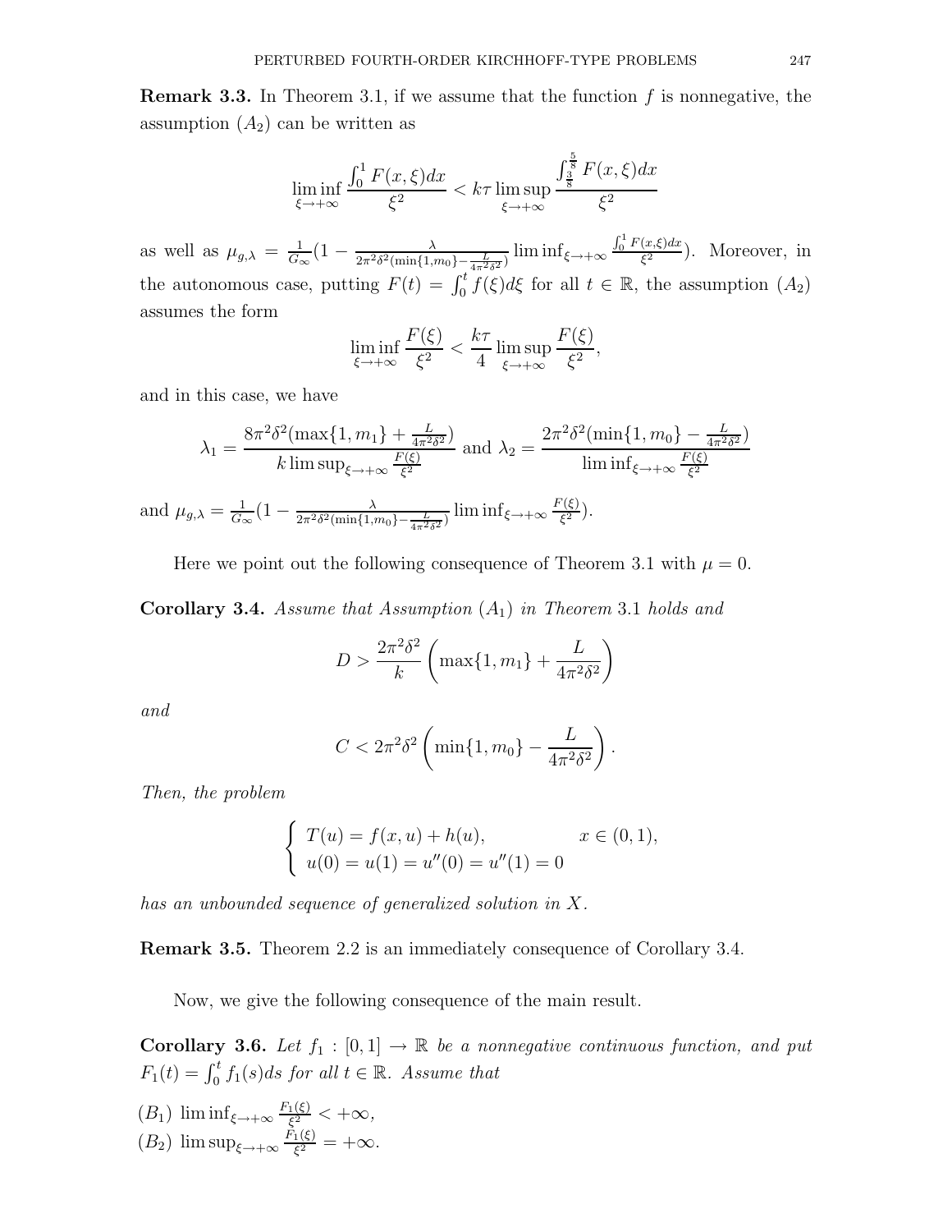**Remark 3.3.** In Theorem 3.1, if we assume that the function $f$ is nonnegative, the assumption $(A_2)$ can be written as

$$\liminf_{\xi\to+\infty}\frac{\int_0^1 F(x,\xi)dx}{\xi^2} < k\tau \limsup_{\xi\to+\infty}\frac{\int_{\frac{3}{8}}^{\frac{5}{8}} F(x,\xi)dx}{\xi^2}$$

as well as $\mu_{g,\lambda} = \frac{1}{G_\infty}(1 - \frac{\lambda}{2\pi^2\delta^2(\min\{1,m_0\}-\frac{L}{4\pi^2\delta^2})}\liminf_{\xi\to+\infty}\frac{\int_0^1 F(x,\xi)dx}{\xi^2})$. Moreover, in the autonomous case, putting $F(t) = \int_0^t f(\xi)d\xi$ for all $t\in\mathbb{R}$, the assumption $(A_2)$ assumes the form

$$\liminf_{\xi\to+\infty}\frac{F(\xi)}{\xi^2} < \frac{k\tau}{4}\limsup_{\xi\to+\infty}\frac{F(\xi)}{\xi^2},$$

and in this case, we have

$$\lambda_1 = \frac{8\pi^2\delta^2(\max\{1,m_1\}+\frac{L}{4\pi^2\delta^2})}{k\limsup_{\xi\to+\infty}\frac{F(\xi)}{\xi^2}} \text{ and } \lambda_2 = \frac{2\pi^2\delta^2(\min\{1,m_0\}-\frac{L}{4\pi^2\delta^2})}{\liminf_{\xi\to+\infty}\frac{F(\xi)}{\xi^2}}$$

and $\mu_{g,\lambda} = \frac{1}{G_\infty}(1 - \frac{\lambda}{2\pi^2\delta^2(\min\{1,m_0\}-\frac{L}{4\pi^2\delta^2})}\liminf_{\xi\to+\infty}\frac{F(\xi)}{\xi^2})$.

Here we point out the following consequence of Theorem 3.1 with $\mu = 0$.

**Corollary 3.4.** *Assume that Assumption $(A_1)$ in Theorem 3.1 holds and*

$$D > \frac{2\pi^2\delta^2}{k}\left(\max\{1,m_1\}+\frac{L}{4\pi^2\delta^2}\right)$$

*and*

$$C < 2\pi^2\delta^2\left(\min\{1,m_0\}-\frac{L}{4\pi^2\delta^2}\right).$$

*Then, the problem*

$$\begin{cases} T(u) = f(x,u)+h(u), & x\in(0,1),\\ u(0)=u(1)=u''(0)=u''(1)=0 \end{cases}$$

*has an unbounded sequence of generalized solution in $X$.*

**Remark 3.5.** Theorem 2.2 is an immediately consequence of Corollary 3.4.

Now, we give the following consequence of the main result.

**Corollary 3.6.** *Let $f_1 : [0,1]\to\mathbb{R}$ be a nonnegative continuous function, and put $F_1(t) = \int_0^t f_1(s)ds$ for all $t\in\mathbb{R}$. Assume that*

$(B_1)$ $\liminf_{\xi\to+\infty}\frac{F_1(\xi)}{\xi^2} < +\infty$,

$(B_2)$ $\limsup_{\xi\to+\infty}\frac{F_1(\xi)}{\xi^2} = +\infty$.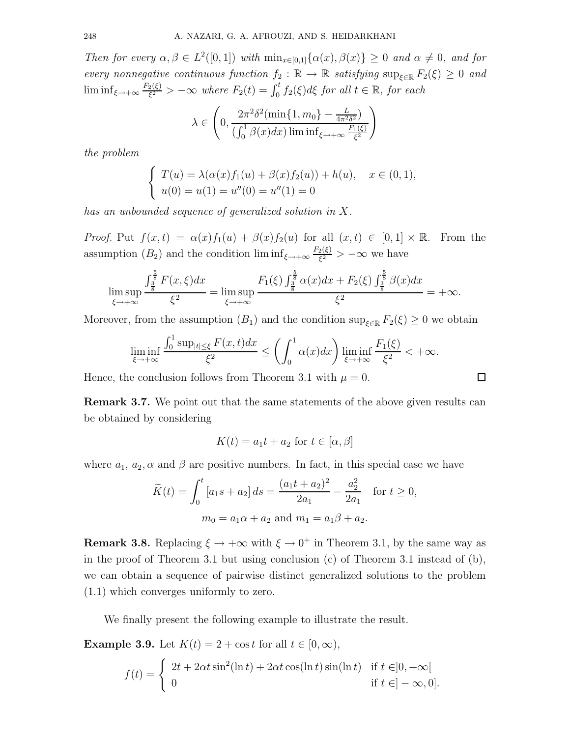*Then for every $\alpha, \beta \in L^2([0,1])$ with $\min_{x\in[0,1]}\{\alpha(x), \beta(x)\} \geq 0$ and $\alpha \neq 0$, and for every nonnegative continuous function $f_2 : \mathbb{R} \to \mathbb{R}$ satisfying $\sup_{\xi\in\mathbb{R}} F_2(\xi) \geq 0$ and $\liminf_{\xi\to+\infty} \frac{F_2(\xi)}{\xi^2} > -\infty$ where $F_2(t) = \int_0^t f_2(\xi)d\xi$ for all $t \in \mathbb{R}$, for each*

$$\lambda \in \left(0, \frac{2\pi^2\delta^2(\min\{1, m_0\} - \frac{L}{4\pi^2\delta^2})}{(\int_0^1 \beta(x)dx) \liminf_{\xi\to+\infty} \frac{F_1(\xi)}{\xi^2}}\right)$$

*the problem*

$$\begin{cases} T(u) = \lambda(\alpha(x)f_1(u) + \beta(x)f_2(u)) + h(u), & x \in (0,1), \\ u(0) = u(1) = u''(0) = u''(1) = 0 \end{cases}$$

*has an unbounded sequence of generalized solution in $X$.*

*Proof.* Put $f(x,t) = \alpha(x)f_1(u) + \beta(x)f_2(u)$ for all $(x,t) \in [0,1] \times \mathbb{R}$. From the assumption $(B_2)$ and the condition $\liminf_{\xi\to+\infty} \frac{F_2(\xi)}{\xi^2} > -\infty$ we have

$$\limsup_{\xi\to+\infty} \frac{\int_{\frac{3}{8}}^{\frac{5}{8}} F(x,\xi)dx}{\xi^2} = \limsup_{\xi\to+\infty} \frac{F_1(\xi)\int_{\frac{3}{8}}^{\frac{5}{8}} \alpha(x)dx + F_2(\xi)\int_{\frac{3}{8}}^{\frac{5}{8}} \beta(x)dx}{\xi^2} = +\infty.$$

Moreover, from the assumption $(B_1)$ and the condition $\sup_{\xi\in\mathbb{R}} F_2(\xi) \geq 0$ we obtain

$$\liminf_{\xi\to+\infty} \frac{\int_0^1 \sup_{|t|\leq\xi} F(x,t)dx}{\xi^2} \leq \left(\int_0^1 \alpha(x)dx\right) \liminf_{\xi\to+\infty} \frac{F_1(\xi)}{\xi^2} < +\infty.$$

Hence, the conclusion follows from Theorem 3.1 with $\mu = 0$. □

**Remark 3.7.** We point out that the same statements of the above given results can be obtained by considering

$$K(t) = a_1 t + a_2 \text{ for } t \in [\alpha, \beta]$$

where $a_1$, $a_2$, $\alpha$ and $\beta$ are positive numbers. In fact, in this special case we have

$$\widetilde{K}(t) = \int_0^t [a_1 s + a_2]\, ds = \frac{(a_1 t + a_2)^2}{2a_1} - \frac{a_2^2}{2a_1} \quad \text{for } t \geq 0,$$

$$m_0 = a_1\alpha + a_2 \text{ and } m_1 = a_1\beta + a_2.$$

**Remark 3.8.** Replacing $\xi \to +\infty$ with $\xi \to 0^+$ in Theorem 3.1, by the same way as in the proof of Theorem 3.1 but using conclusion (c) of Theorem 3.1 instead of (b), we can obtain a sequence of pairwise distinct generalized solutions to the problem (1.1) which converges uniformly to zero.

We finally present the following example to illustrate the result.

**Example 3.9.** Let $K(t) = 2 + \cos t$ for all $t \in [0, \infty)$,

$$f(t) = \begin{cases} 2t + 2\alpha t \sin^2(\ln t) + 2\alpha t \cos(\ln t)\sin(\ln t) & \text{if } t \in ]0, +\infty[ \\ 0 & \text{if } t \in ]-\infty, 0]. \end{cases}$$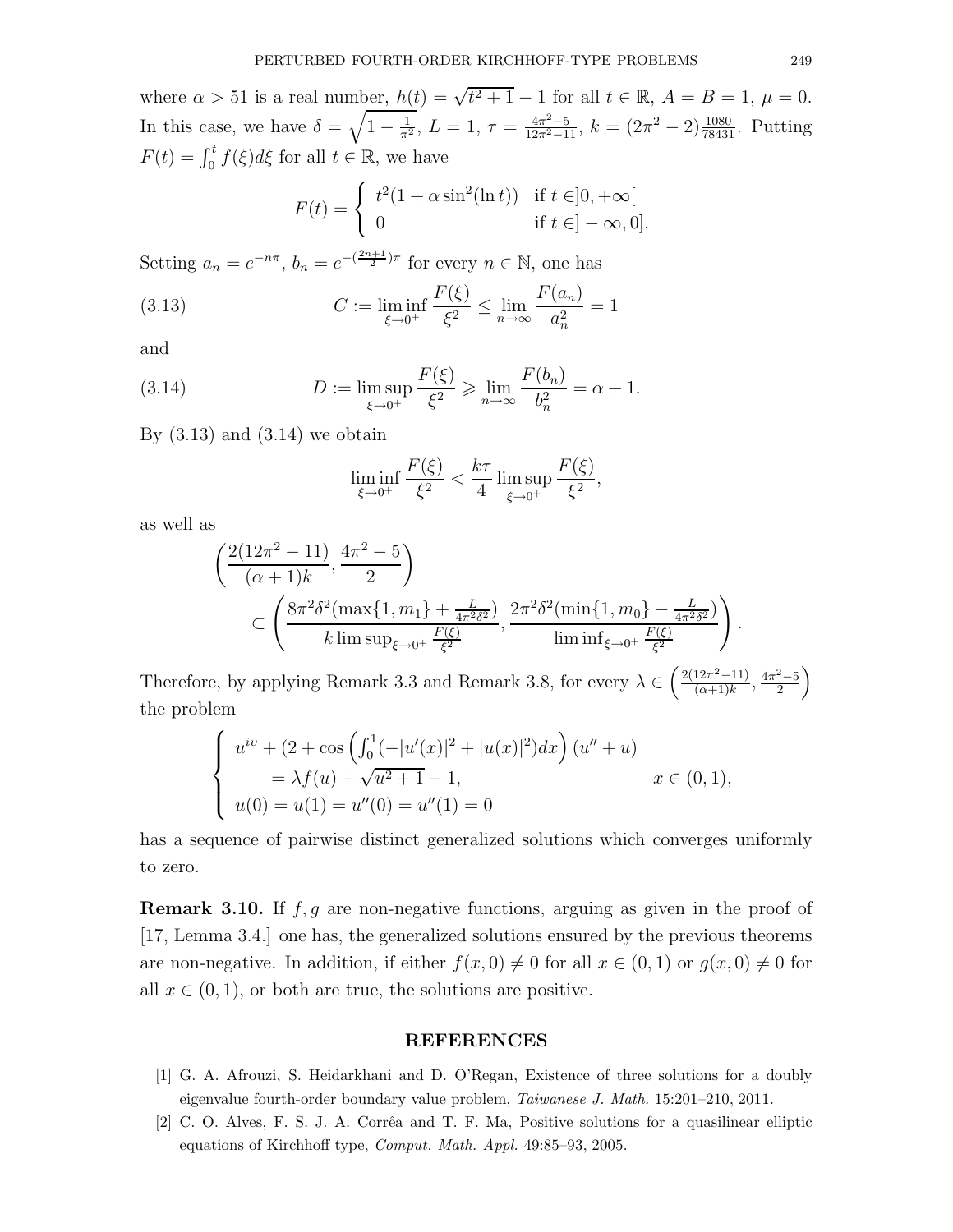where $\alpha > 51$ is a real number, $h(t) = \sqrt{t^2+1} - 1$ for all $t \in \mathbb{R}$, $A = B = 1$, $\mu = 0$. In this case, we have $\delta = \sqrt{1 - \frac{1}{\pi^2}}$, $L = 1$, $\tau = \frac{4\pi^2-5}{12\pi^2-11}$, $k = (2\pi^2 - 2)\frac{1080}{78431}$. Putting $F(t) = \int_0^t f(\xi)d\xi$ for all $t \in \mathbb{R}$, we have

$$F(t) = \begin{cases} t^2(1 + \alpha \sin^2(\ln t)) & \text{if } t \in ]0, +\infty[ \\ 0 & \text{if } t \in ]-\infty, 0]. \end{cases}$$

Setting $a_n = e^{-n\pi}$, $b_n = e^{-(\frac{2n+1}{2})\pi}$ for every $n \in \mathbb{N}$, one has

$$C := \liminf_{\xi \to 0^+} \frac{F(\xi)}{\xi^2} \leq \lim_{n \to \infty} \frac{F(a_n)}{a_n^2} = 1 \tag{3.13}$$

and

$$D := \limsup_{\xi \to 0^+} \frac{F(\xi)}{\xi^2} \geqslant \lim_{n \to \infty} \frac{F(b_n)}{b_n^2} = \alpha + 1. \tag{3.14}$$

By (3.13) and (3.14) we obtain

$$\liminf_{\xi \to 0^+} \frac{F(\xi)}{\xi^2} < \frac{k\tau}{4} \limsup_{\xi \to 0^+} \frac{F(\xi)}{\xi^2},$$

as well as

$$\left(\frac{2(12\pi^2 - 11)}{(\alpha+1)k}, \frac{4\pi^2 - 5}{2}\right) \subset \left(\frac{8\pi^2\delta^2(\max\{1, m_1\} + \frac{L}{4\pi^2\delta^2})}{k \limsup_{\xi \to 0^+} \frac{F(\xi)}{\xi^2}}, \frac{2\pi^2\delta^2(\min\{1, m_0\} - \frac{L}{4\pi^2\delta^2})}{\liminf_{\xi \to 0^+} \frac{F(\xi)}{\xi^2}}\right).$$

Therefore, by applying Remark 3.3 and Remark 3.8, for every $\lambda \in \left(\frac{2(12\pi^2-11)}{(\alpha+1)k}, \frac{4\pi^2-5}{2}\right)$ the problem

$$\begin{cases} u^{iv} + (2 + \cos\left(\int_0^1 (-|u'(x)|^2 + |u(x)|^2)dx\right)(u'' + u) \\ \qquad = \lambda f(u) + \sqrt{u^2+1} - 1, & x \in (0,1), \\ u(0) = u(1) = u''(0) = u''(1) = 0 \end{cases}$$

has a sequence of pairwise distinct generalized solutions which converges uniformly to zero.

**Remark 3.10.** If $f, g$ are non-negative functions, arguing as given in the proof of [17, Lemma 3.4.] one has, the generalized solutions ensured by the previous theorems are non-negative. In addition, if either $f(x, 0) \neq 0$ for all $x \in (0, 1)$ or $g(x, 0) \neq 0$ for all $x \in (0, 1)$, or both are true, the solutions are positive.

## REFERENCES

[1] G. A. Afrouzi, S. Heidarkhani and D. O'Regan, Existence of three solutions for a doubly eigenvalue fourth-order boundary value problem, *Taiwanese J. Math.* 15:201–210, 2011.

[2] C. O. Alves, F. S. J. A. Corrêa and T. F. Ma, Positive solutions for a quasilinear elliptic equations of Kirchhoff type, *Comput. Math. Appl.* 49:85–93, 2005.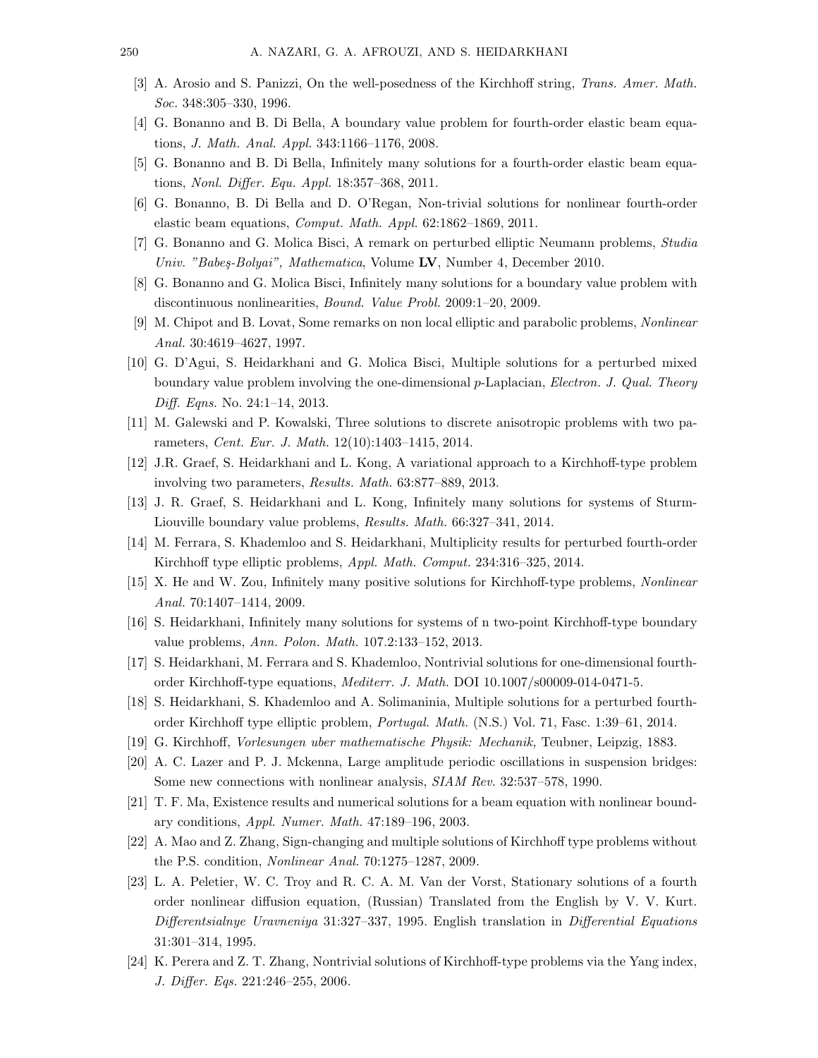[3] A. Arosio and S. Panizzi, On the well-posedness of the Kirchhoff string, *Trans. Amer. Math. Soc.* 348:305–330, 1996.

[4] G. Bonanno and B. Di Bella, A boundary value problem for fourth-order elastic beam equations, *J. Math. Anal. Appl.* 343:1166–1176, 2008.

[5] G. Bonanno and B. Di Bella, Infinitely many solutions for a fourth-order elastic beam equations, *Nonl. Differ. Equ. Appl.* 18:357–368, 2011.

[6] G. Bonanno, B. Di Bella and D. O'Regan, Non-trivial solutions for nonlinear fourth-order elastic beam equations, *Comput. Math. Appl.* 62:1862–1869, 2011.

[7] G. Bonanno and G. Molica Bisci, A remark on perturbed elliptic Neumann problems, *Studia Univ. "Babeş-Bolyai", Mathematica*, Volume **LV**, Number 4, December 2010.

[8] G. Bonanno and G. Molica Bisci, Infinitely many solutions for a boundary value problem with discontinuous nonlinearities, *Bound. Value Probl.* 2009:1–20, 2009.

[9] M. Chipot and B. Lovat, Some remarks on non local elliptic and parabolic problems, *Nonlinear Anal.* 30:4619–4627, 1997.

[10] G. D'Agui, S. Heidarkhani and G. Molica Bisci, Multiple solutions for a perturbed mixed boundary value problem involving the one-dimensional $p$-Laplacian, *Electron. J. Qual. Theory Diff. Eqns.* No. 24:1–14, 2013.

[11] M. Galewski and P. Kowalski, Three solutions to discrete anisotropic problems with two parameters, *Cent. Eur. J. Math.* 12(10):1403–1415, 2014.

[12] J.R. Graef, S. Heidarkhani and L. Kong, A variational approach to a Kirchhoff-type problem involving two parameters, *Results. Math.* 63:877–889, 2013.

[13] J. R. Graef, S. Heidarkhani and L. Kong, Infinitely many solutions for systems of Sturm-Liouville boundary value problems, *Results. Math.* 66:327–341, 2014.

[14] M. Ferrara, S. Khademloo and S. Heidarkhani, Multiplicity results for perturbed fourth-order Kirchhoff type elliptic problems, *Appl. Math. Comput.* 234:316–325, 2014.

[15] X. He and W. Zou, Infinitely many positive solutions for Kirchhoff-type problems, *Nonlinear Anal.* 70:1407–1414, 2009.

[16] S. Heidarkhani, Infinitely many solutions for systems of n two-point Kirchhoff-type boundary value problems, *Ann. Polon. Math.* 107.2:133–152, 2013.

[17] S. Heidarkhani, M. Ferrara and S. Khademloo, Nontrivial solutions for one-dimensional fourth-order Kirchhoff-type equations, *Mediterr. J. Math.* DOI 10.1007/s00009-014-0471-5.

[18] S. Heidarkhani, S. Khademloo and A. Solimaninia, Multiple solutions for a perturbed fourth-order Kirchhoff type elliptic problem, *Portugal. Math.* (N.S.) Vol. 71, Fasc. 1:39–61, 2014.

[19] G. Kirchhoff, *Vorlesungen uber mathematische Physik: Mechanik,* Teubner, Leipzig, 1883.

[20] A. C. Lazer and P. J. Mckenna, Large amplitude periodic oscillations in suspension bridges: Some new connections with nonlinear analysis, *SIAM Rev.* 32:537–578, 1990.

[21] T. F. Ma, Existence results and numerical solutions for a beam equation with nonlinear boundary conditions, *Appl. Numer. Math.* 47:189–196, 2003.

[22] A. Mao and Z. Zhang, Sign-changing and multiple solutions of Kirchhoff type problems without the P.S. condition, *Nonlinear Anal.* 70:1275–1287, 2009.

[23] L. A. Peletier, W. C. Troy and R. C. A. M. Van der Vorst, Stationary solutions of a fourth order nonlinear diffusion equation, (Russian) Translated from the English by V. V. Kurt. *Differentsialnye Uravneniya* 31:327–337, 1995. English translation in *Differential Equations* 31:301–314, 1995.

[24] K. Perera and Z. T. Zhang, Nontrivial solutions of Kirchhoff-type problems via the Yang index, *J. Differ. Eqs.* 221:246–255, 2006.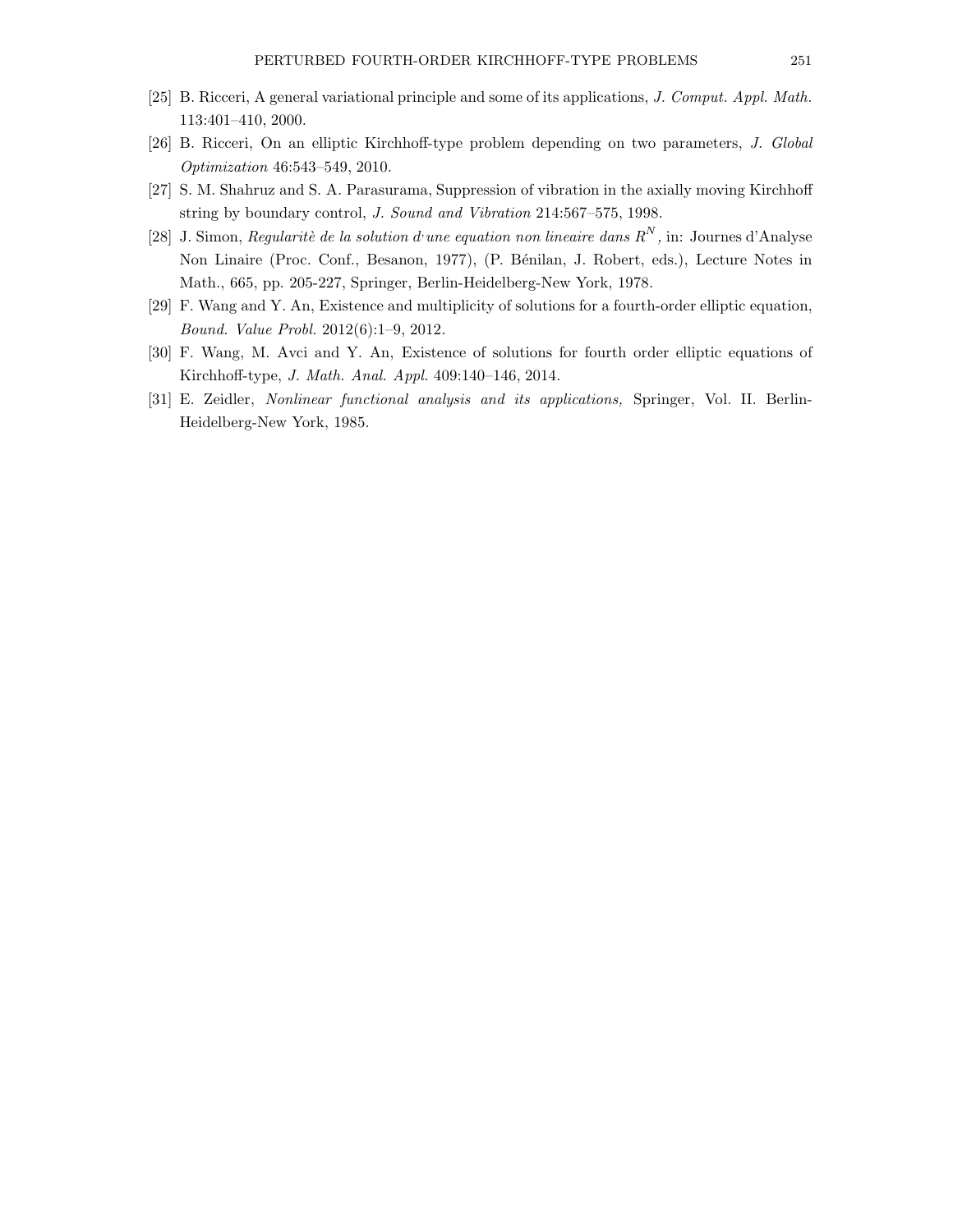[25] B. Ricceri, A general variational principle and some of its applications, *J. Comput. Appl. Math.* 113:401–410, 2000.

[26] B. Ricceri, On an elliptic Kirchhoff-type problem depending on two parameters, *J. Global Optimization* 46:543–549, 2010.

[27] S. M. Shahruz and S. A. Parasurama, Suppression of vibration in the axially moving Kirchhoff string by boundary control, *J. Sound and Vibration* 214:567–575, 1998.

[28] J. Simon, *Regularitè de la solution d·une equation non lineaire dans $R^N$*, in: Journes d'Analyse Non Linaire (Proc. Conf., Besanon, 1977), (P. Bénilan, J. Robert, eds.), Lecture Notes in Math., 665, pp. 205-227, Springer, Berlin-Heidelberg-New York, 1978.

[29] F. Wang and Y. An, Existence and multiplicity of solutions for a fourth-order elliptic equation, *Bound. Value Probl.* 2012(6):1–9, 2012.

[30] F. Wang, M. Avci and Y. An, Existence of solutions for fourth order elliptic equations of Kirchhoff-type, *J. Math. Anal. Appl.* 409:140–146, 2014.

[31] E. Zeidler, *Nonlinear functional analysis and its applications,* Springer, Vol. II. Berlin-Heidelberg-New York, 1985.